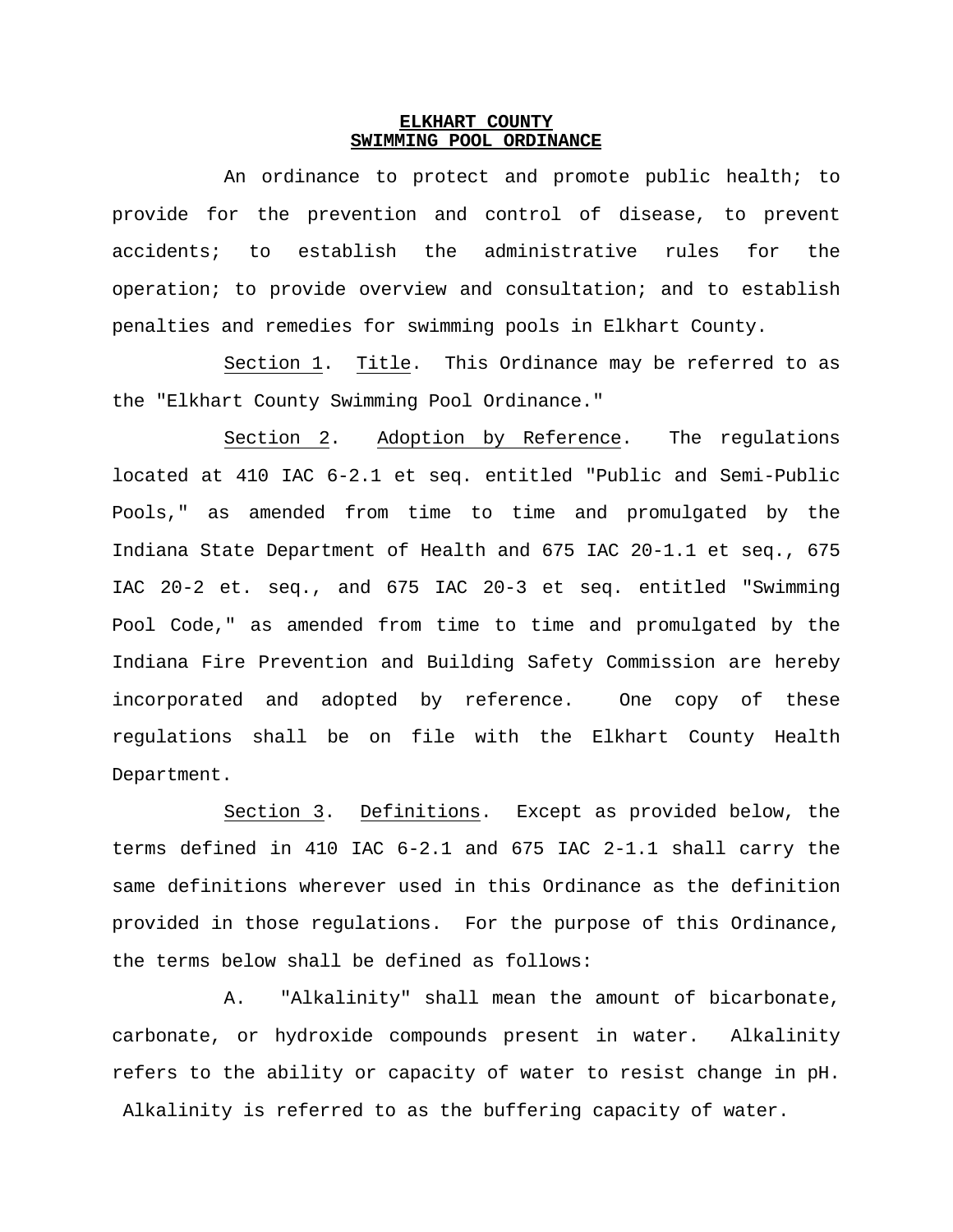# **ELKHART COUNTY**
# **SWIMMING POOL ORDINANCE**

An ordinance to protect and promote public health; to provide for the prevention and control of disease, to prevent accidents; to establish the administrative rules for the operation; to provide overview and consultation; and to establish penalties and remedies for swimming pools in Elkhart County.

Section 1. Title. This Ordinance may be referred to as the "Elkhart County Swimming Pool Ordinance."

Section 2. Adoption by Reference. The regulations located at 410 IAC 6-2.1 et seq. entitled "Public and Semi-Public Pools," as amended from time to time and promulgated by the Indiana State Department of Health and 675 IAC 20-1.1 et seq., 675 IAC 20-2 et. seq., and 675 IAC 20-3 et seq. entitled "Swimming Pool Code," as amended from time to time and promulgated by the Indiana Fire Prevention and Building Safety Commission are hereby incorporated and adopted by reference. One copy of these regulations shall be on file with the Elkhart County Health Department.

Section 3. Definitions. Except as provided below, the terms defined in 410 IAC 6-2.1 and 675 IAC 2-1.1 shall carry the same definitions wherever used in this Ordinance as the definition provided in those regulations. For the purpose of this Ordinance, the terms below shall be defined as follows:

A. "Alkalinity" shall mean the amount of bicarbonate, carbonate, or hydroxide compounds present in water. Alkalinity refers to the ability or capacity of water to resist change in pH. Alkalinity is referred to as the buffering capacity of water.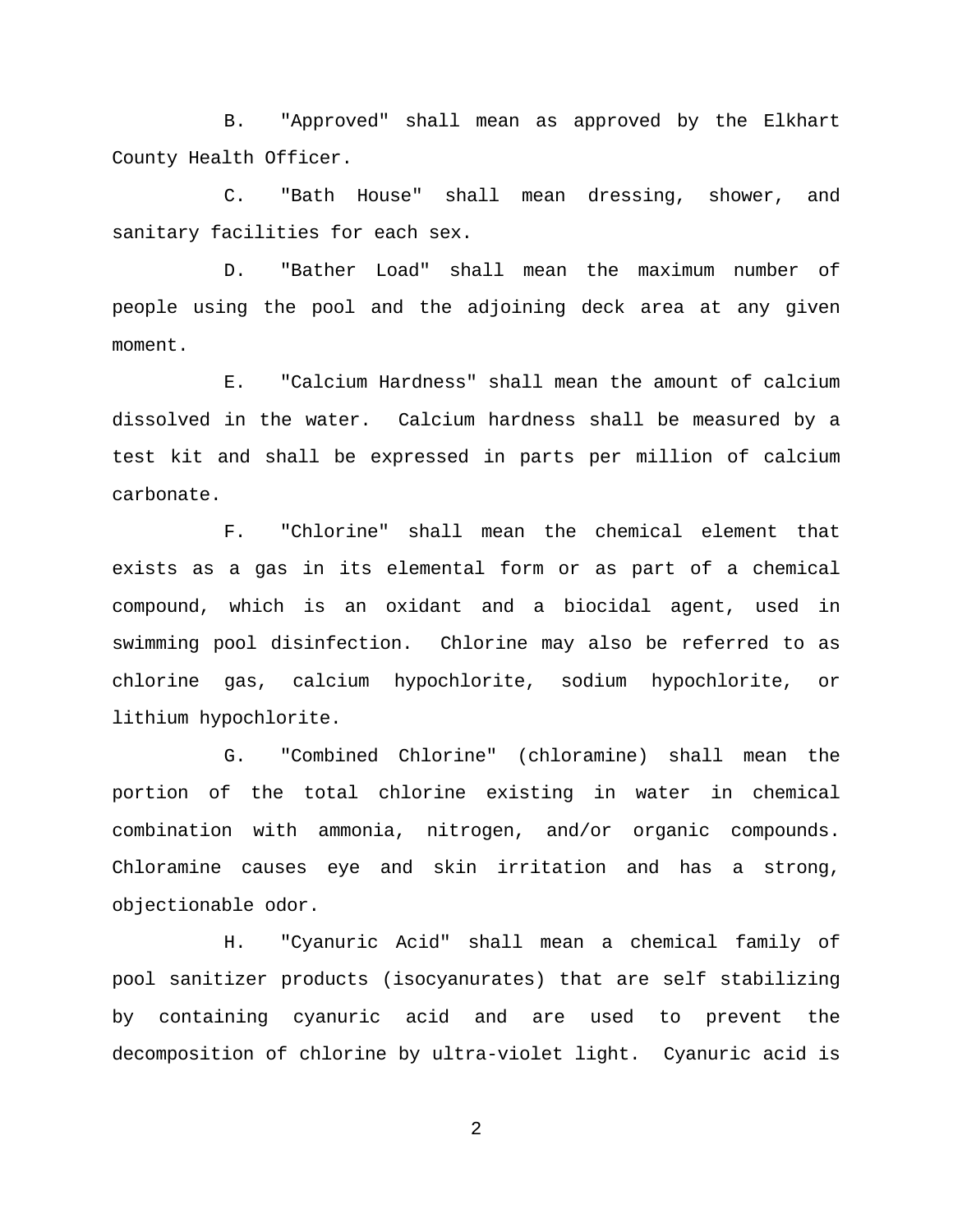B. "Approved" shall mean as approved by the Elkhart County Health Officer.

C. "Bath House" shall mean dressing, shower, and sanitary facilities for each sex.

D. "Bather Load" shall mean the maximum number of people using the pool and the adjoining deck area at any given moment.

E. "Calcium Hardness" shall mean the amount of calcium dissolved in the water. Calcium hardness shall be measured by a test kit and shall be expressed in parts per million of calcium carbonate.

F. "Chlorine" shall mean the chemical element that exists as a gas in its elemental form or as part of a chemical compound, which is an oxidant and a biocidal agent, used in swimming pool disinfection. Chlorine may also be referred to as chlorine gas, calcium hypochlorite, sodium hypochlorite, or lithium hypochlorite.

G. "Combined Chlorine" (chloramine) shall mean the portion of the total chlorine existing in water in chemical combination with ammonia, nitrogen, and/or organic compounds. Chloramine causes eye and skin irritation and has a strong, objectionable odor.

H. "Cyanuric Acid" shall mean a chemical family of pool sanitizer products (isocyanurates) that are self stabilizing by containing cyanuric acid and are used to prevent the decomposition of chlorine by ultra-violet light. Cyanuric acid is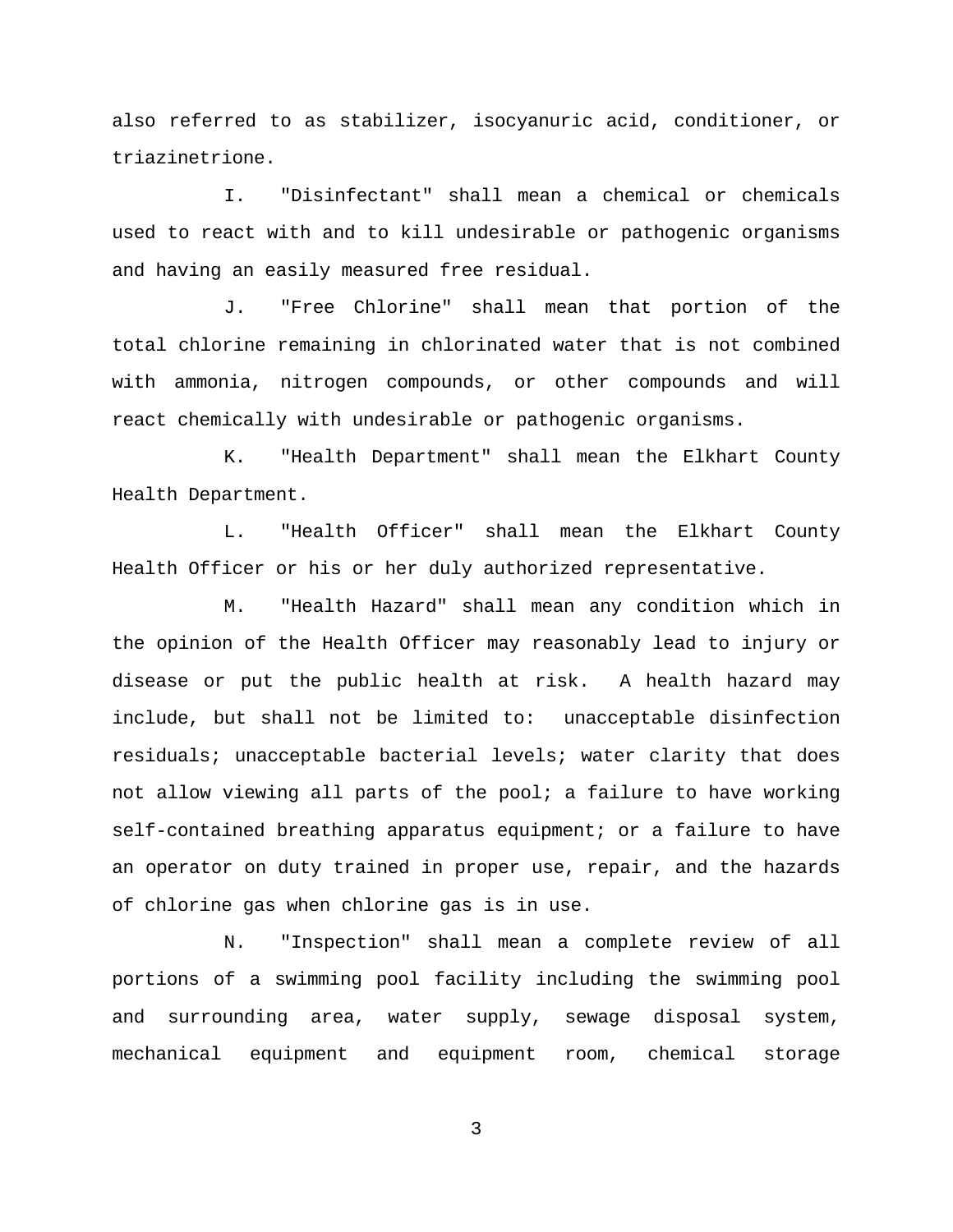also referred to as stabilizer, isocyanuric acid, conditioner, or triazinetrione.

I. "Disinfectant" shall mean a chemical or chemicals used to react with and to kill undesirable or pathogenic organisms and having an easily measured free residual.

J. "Free Chlorine" shall mean that portion of the total chlorine remaining in chlorinated water that is not combined with ammonia, nitrogen compounds, or other compounds and will react chemically with undesirable or pathogenic organisms.

K. "Health Department" shall mean the Elkhart County Health Department.

L. "Health Officer" shall mean the Elkhart County Health Officer or his or her duly authorized representative.

M. "Health Hazard" shall mean any condition which in the opinion of the Health Officer may reasonably lead to injury or disease or put the public health at risk. A health hazard may include, but shall not be limited to: unacceptable disinfection residuals; unacceptable bacterial levels; water clarity that does not allow viewing all parts of the pool; a failure to have working self-contained breathing apparatus equipment; or a failure to have an operator on duty trained in proper use, repair, and the hazards of chlorine gas when chlorine gas is in use.

N. "Inspection" shall mean a complete review of all portions of a swimming pool facility including the swimming pool and surrounding area, water supply, sewage disposal system, mechanical equipment and equipment room, chemical storage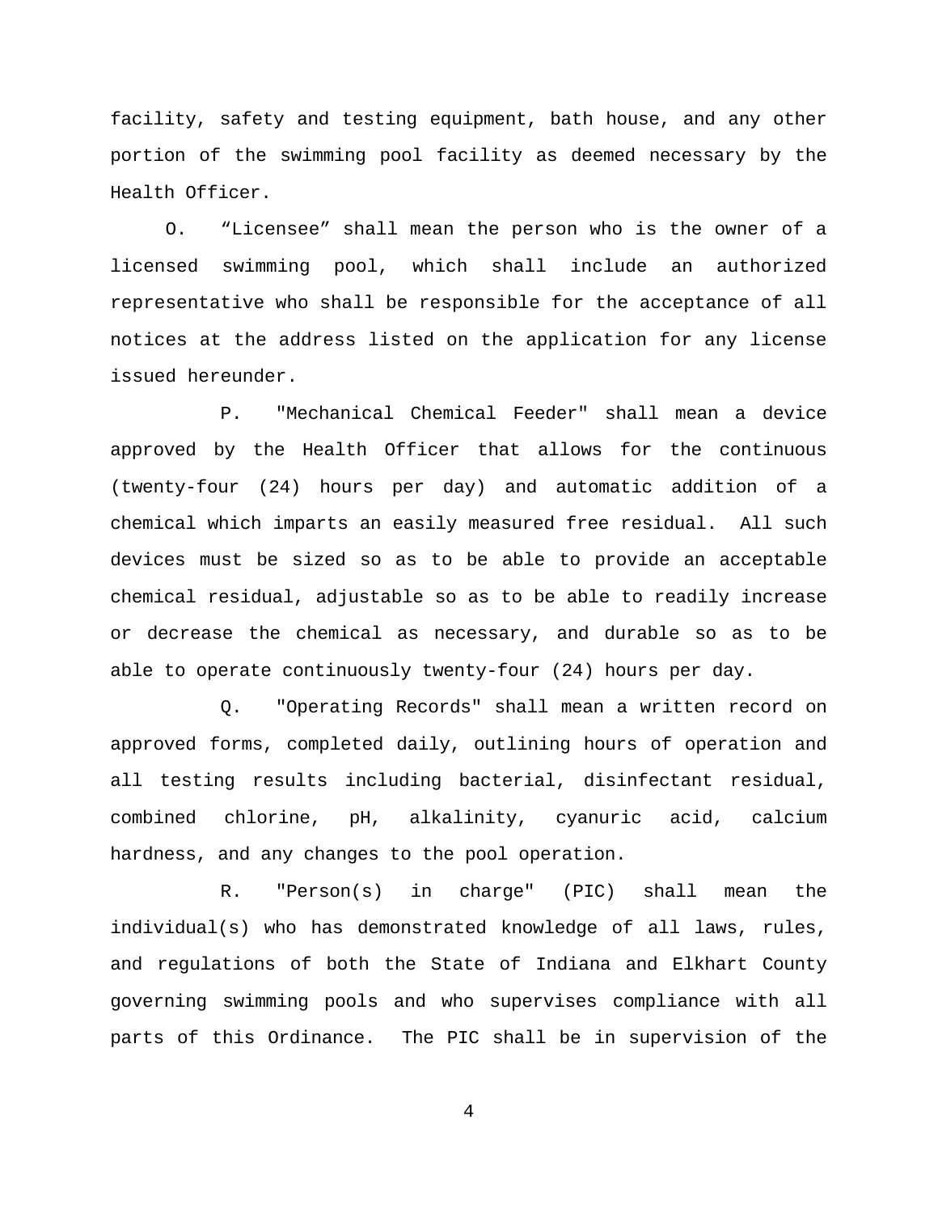facility, safety and testing equipment, bath house, and any other portion of the swimming pool facility as deemed necessary by the Health Officer.

O. “Licensee” shall mean the person who is the owner of a licensed swimming pool, which shall include an authorized representative who shall be responsible for the acceptance of all notices at the address listed on the application for any license issued hereunder.

P. "Mechanical Chemical Feeder" shall mean a device approved by the Health Officer that allows for the continuous (twenty-four (24) hours per day) and automatic addition of a chemical which imparts an easily measured free residual. All such devices must be sized so as to be able to provide an acceptable chemical residual, adjustable so as to be able to readily increase or decrease the chemical as necessary, and durable so as to be able to operate continuously twenty-four (24) hours per day.

Q. "Operating Records" shall mean a written record on approved forms, completed daily, outlining hours of operation and all testing results including bacterial, disinfectant residual, combined chlorine, pH, alkalinity, cyanuric acid, calcium hardness, and any changes to the pool operation.

R. "Person(s) in charge" (PIC) shall mean the individual(s) who has demonstrated knowledge of all laws, rules, and regulations of both the State of Indiana and Elkhart County governing swimming pools and who supervises compliance with all parts of this Ordinance. The PIC shall be in supervision of the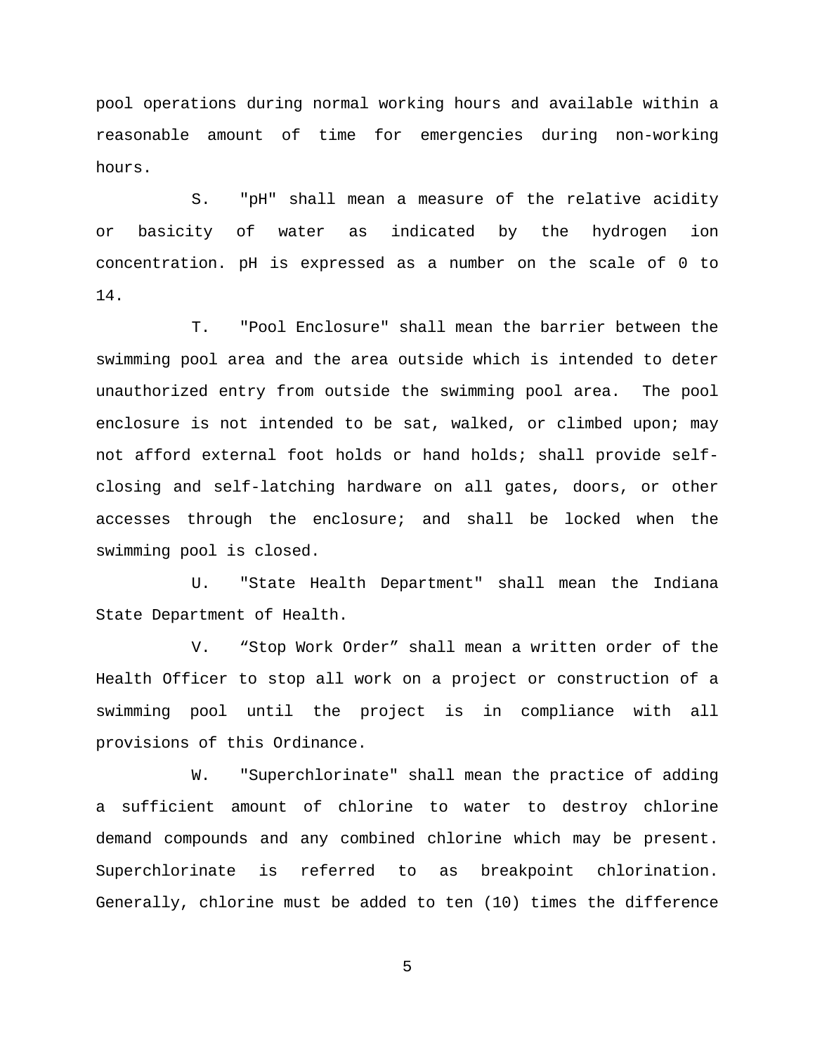pool operations during normal working hours and available within a reasonable amount of time for emergencies during non-working hours.

S. "pH" shall mean a measure of the relative acidity or basicity of water as indicated by the hydrogen ion concentration. pH is expressed as a number on the scale of 0 to 14.

T. "Pool Enclosure" shall mean the barrier between the swimming pool area and the area outside which is intended to deter unauthorized entry from outside the swimming pool area. The pool enclosure is not intended to be sat, walked, or climbed upon; may not afford external foot holds or hand holds; shall provide self-closing and self-latching hardware on all gates, doors, or other accesses through the enclosure; and shall be locked when the swimming pool is closed.

U. "State Health Department" shall mean the Indiana State Department of Health.

V. "Stop Work Order" shall mean a written order of the Health Officer to stop all work on a project or construction of a swimming pool until the project is in compliance with all provisions of this Ordinance.

W. "Superchlorinate" shall mean the practice of adding a sufficient amount of chlorine to water to destroy chlorine demand compounds and any combined chlorine which may be present. Superchlorinate is referred to as breakpoint chlorination. Generally, chlorine must be added to ten (10) times the difference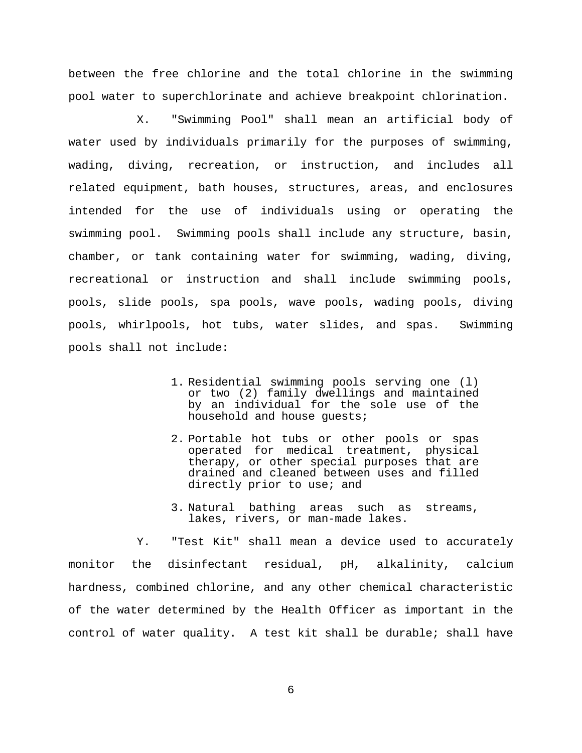between the free chlorine and the total chlorine in the swimming pool water to superchlorinate and achieve breakpoint chlorination.

X. "Swimming Pool" shall mean an artificial body of water used by individuals primarily for the purposes of swimming, wading, diving, recreation, or instruction, and includes all related equipment, bath houses, structures, areas, and enclosures intended for the use of individuals using or operating the swimming pool. Swimming pools shall include any structure, basin, chamber, or tank containing water for swimming, wading, diving, recreational or instruction and shall include swimming pools, pools, slide pools, spa pools, wave pools, wading pools, diving pools, whirlpools, hot tubs, water slides, and spas. Swimming pools shall not include:

1. Residential swimming pools serving one (l) or two (2) family dwellings and maintained by an individual for the sole use of the household and house guests;
2. Portable hot tubs or other pools or spas operated for medical treatment, physical therapy, or other special purposes that are drained and cleaned between uses and filled directly prior to use; and
3. Natural bathing areas such as streams, lakes, rivers, or man-made lakes.

Y. "Test Kit" shall mean a device used to accurately monitor the disinfectant residual, pH, alkalinity, calcium hardness, combined chlorine, and any other chemical characteristic of the water determined by the Health Officer as important in the control of water quality. A test kit shall be durable; shall have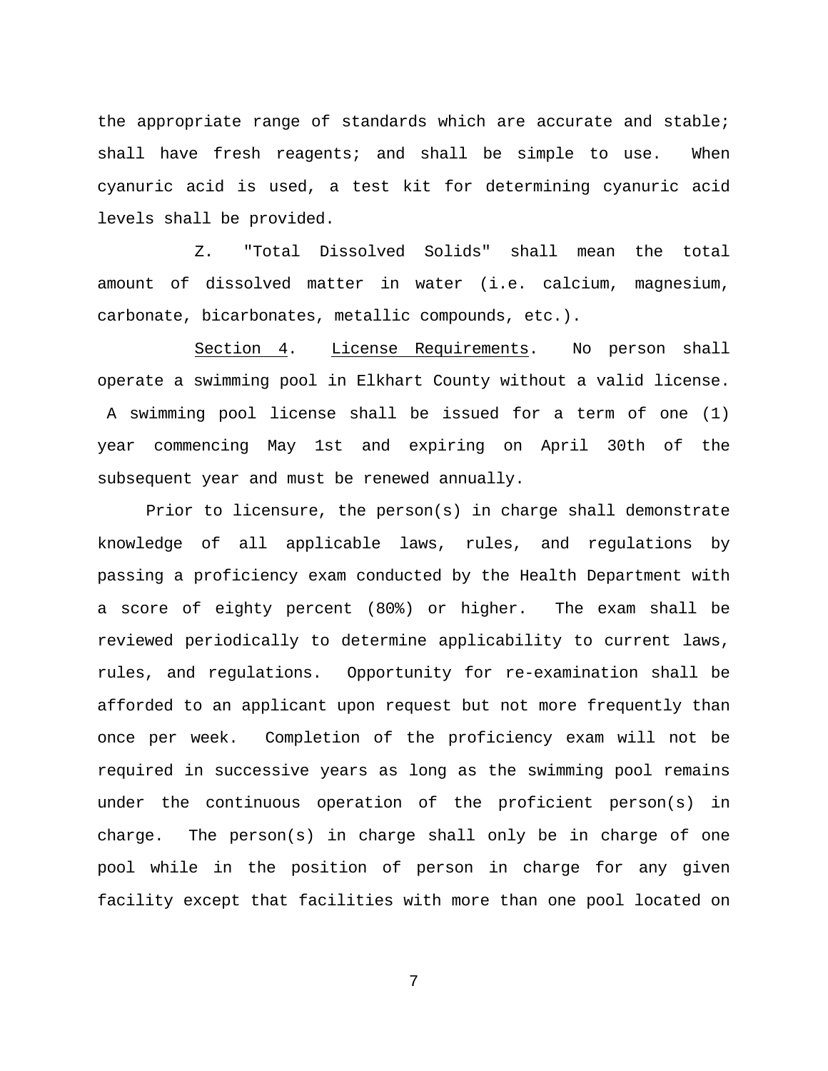the appropriate range of standards which are accurate and stable; shall have fresh reagents; and shall be simple to use. When cyanuric acid is used, a test kit for determining cyanuric acid levels shall be provided.

Z. "Total Dissolved Solids" shall mean the total amount of dissolved matter in water (i.e. calcium, magnesium, carbonate, bicarbonates, metallic compounds, etc.).

Section 4. License Requirements. No person shall operate a swimming pool in Elkhart County without a valid license. A swimming pool license shall be issued for a term of one (1) year commencing May 1st and expiring on April 30th of the subsequent year and must be renewed annually.

Prior to licensure, the person(s) in charge shall demonstrate knowledge of all applicable laws, rules, and regulations by passing a proficiency exam conducted by the Health Department with a score of eighty percent (80%) or higher. The exam shall be reviewed periodically to determine applicability to current laws, rules, and regulations. Opportunity for re-examination shall be afforded to an applicant upon request but not more frequently than once per week. Completion of the proficiency exam will not be required in successive years as long as the swimming pool remains under the continuous operation of the proficient person(s) in charge. The person(s) in charge shall only be in charge of one pool while in the position of person in charge for any given facility except that facilities with more than one pool located on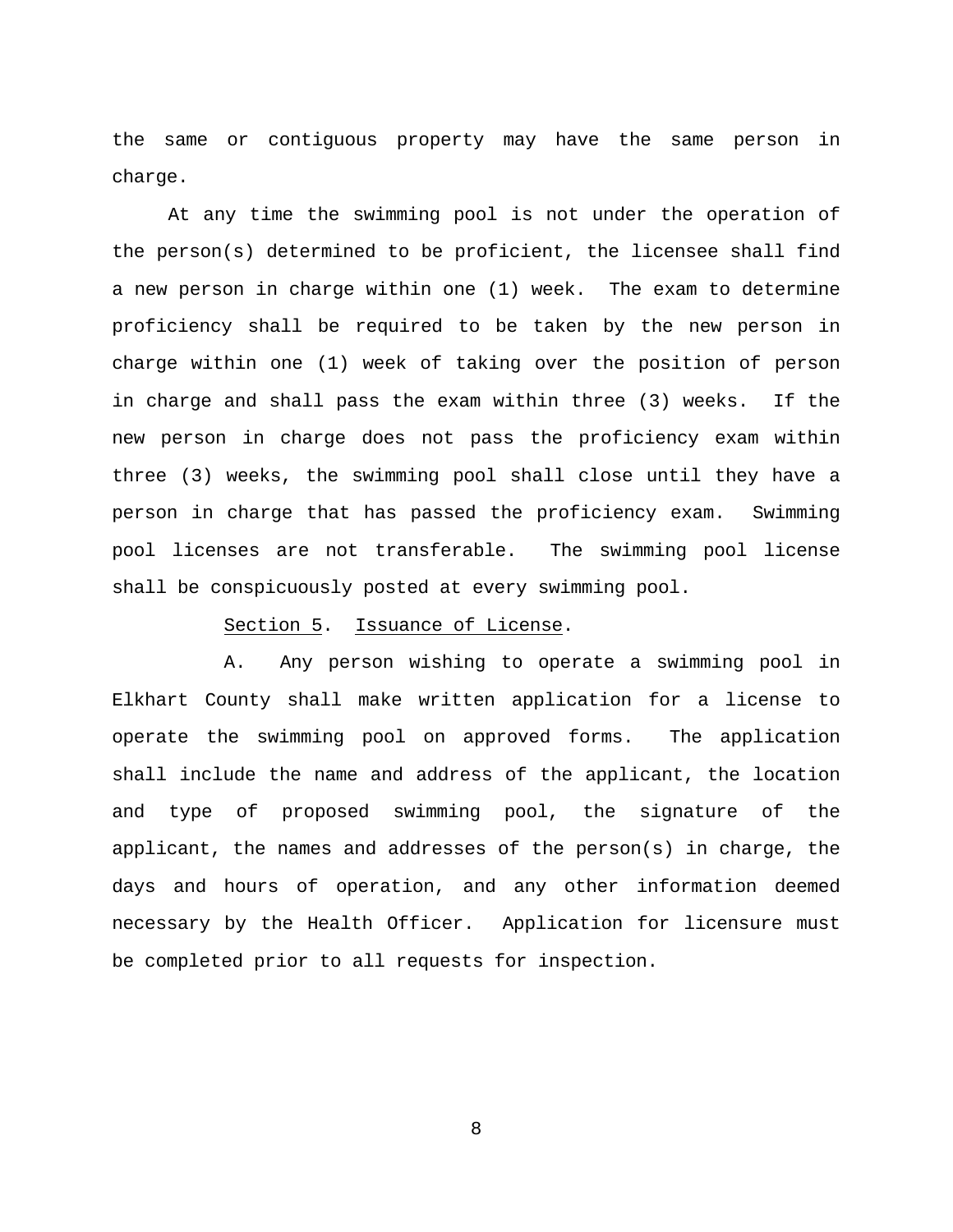the same or contiguous property may have the same person in charge.

At any time the swimming pool is not under the operation of the person(s) determined to be proficient, the licensee shall find a new person in charge within one (1) week. The exam to determine proficiency shall be required to be taken by the new person in charge within one (1) week of taking over the position of person in charge and shall pass the exam within three (3) weeks. If the new person in charge does not pass the proficiency exam within three (3) weeks, the swimming pool shall close until they have a person in charge that has passed the proficiency exam. Swimming pool licenses are not transferable. The swimming pool license shall be conspicuously posted at every swimming pool.

Section 5. Issuance of License.

A. Any person wishing to operate a swimming pool in Elkhart County shall make written application for a license to operate the swimming pool on approved forms. The application shall include the name and address of the applicant, the location and type of proposed swimming pool, the signature of the applicant, the names and addresses of the person(s) in charge, the days and hours of operation, and any other information deemed necessary by the Health Officer. Application for licensure must be completed prior to all requests for inspection.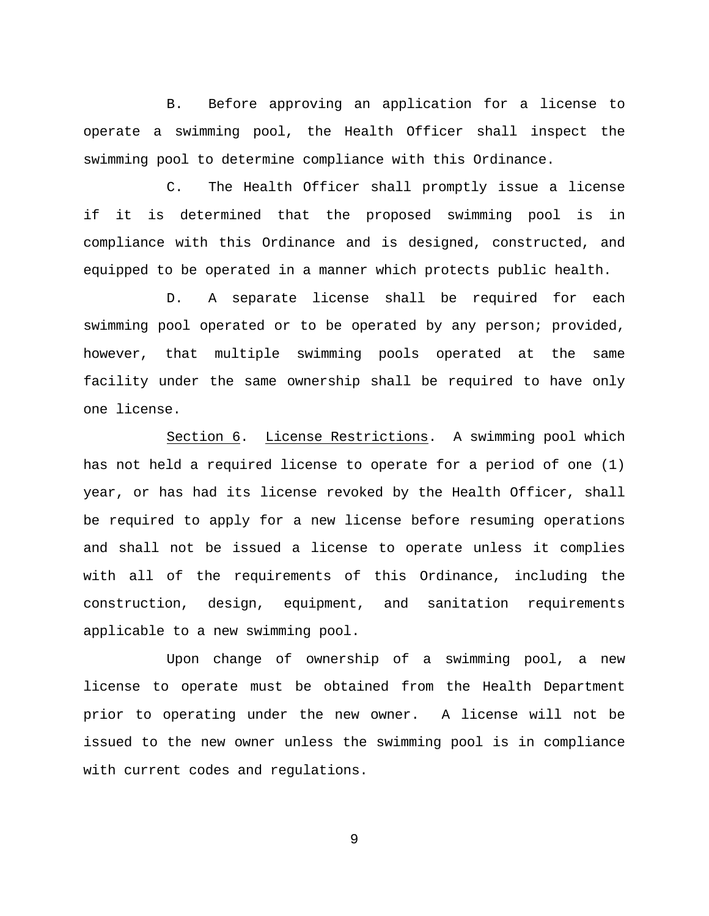B. Before approving an application for a license to operate a swimming pool, the Health Officer shall inspect the swimming pool to determine compliance with this Ordinance.

C. The Health Officer shall promptly issue a license if it is determined that the proposed swimming pool is in compliance with this Ordinance and is designed, constructed, and equipped to be operated in a manner which protects public health.

D. A separate license shall be required for each swimming pool operated or to be operated by any person; provided, however, that multiple swimming pools operated at the same facility under the same ownership shall be required to have only one license.

<u>Section 6</u>. <u>License Restrictions</u>. A swimming pool which has not held a required license to operate for a period of one (1) year, or has had its license revoked by the Health Officer, shall be required to apply for a new license before resuming operations and shall not be issued a license to operate unless it complies with all of the requirements of this Ordinance, including the construction, design, equipment, and sanitation requirements applicable to a new swimming pool.

Upon change of ownership of a swimming pool, a new license to operate must be obtained from the Health Department prior to operating under the new owner. A license will not be issued to the new owner unless the swimming pool is in compliance with current codes and regulations.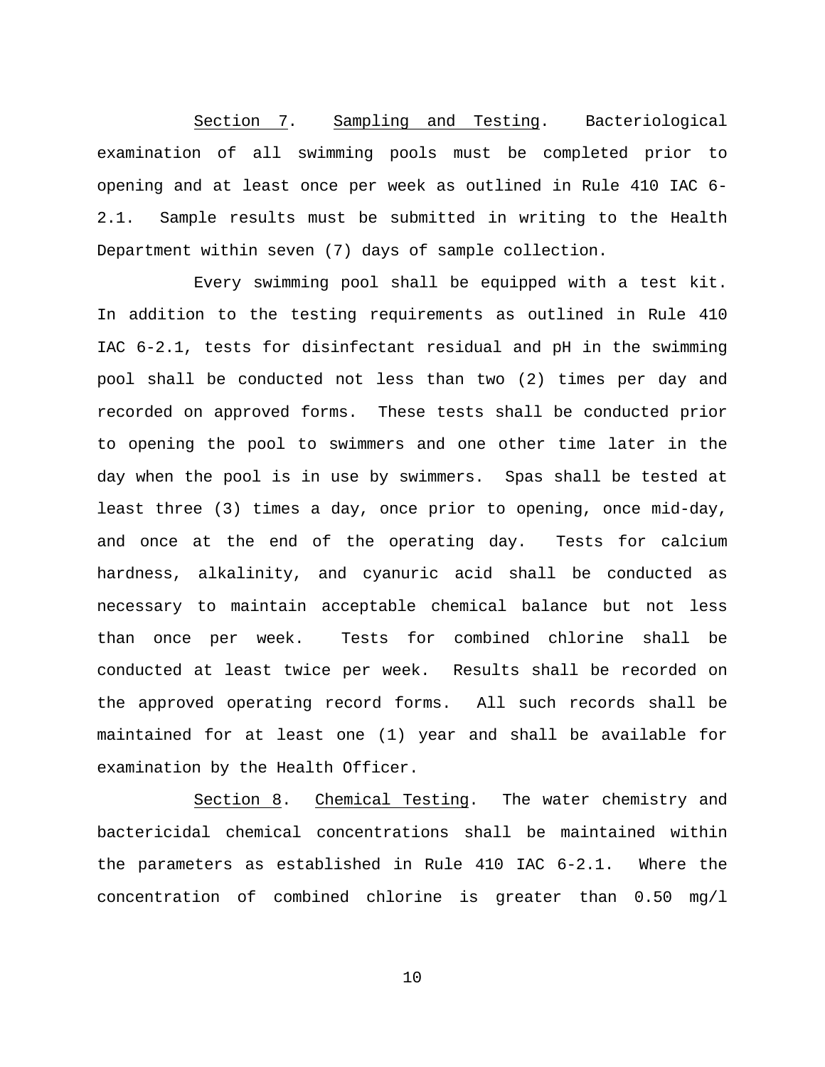<u>Section 7</u>. <u>Sampling and Testing</u>. Bacteriological examination of all swimming pools must be completed prior to opening and at least once per week as outlined in Rule 410 IAC 6-2.1. Sample results must be submitted in writing to the Health Department within seven (7) days of sample collection.

Every swimming pool shall be equipped with a test kit. In addition to the testing requirements as outlined in Rule 410 IAC 6-2.1, tests for disinfectant residual and pH in the swimming pool shall be conducted not less than two (2) times per day and recorded on approved forms. These tests shall be conducted prior to opening the pool to swimmers and one other time later in the day when the pool is in use by swimmers. Spas shall be tested at least three (3) times a day, once prior to opening, once mid-day, and once at the end of the operating day. Tests for calcium hardness, alkalinity, and cyanuric acid shall be conducted as necessary to maintain acceptable chemical balance but not less than once per week. Tests for combined chlorine shall be conducted at least twice per week. Results shall be recorded on the approved operating record forms. All such records shall be maintained for at least one (1) year and shall be available for examination by the Health Officer.

<u>Section 8</u>. <u>Chemical Testing</u>. The water chemistry and bactericidal chemical concentrations shall be maintained within the parameters as established in Rule 410 IAC 6-2.1. Where the concentration of combined chlorine is greater than 0.50 mg/l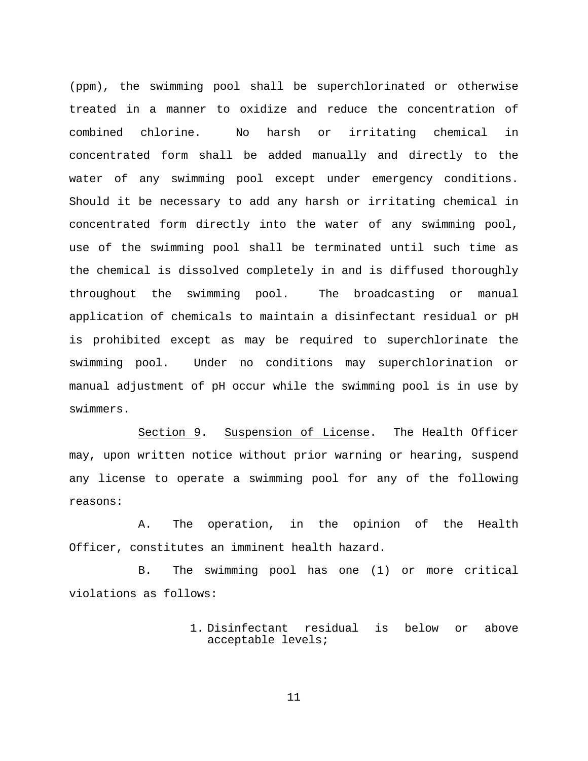(ppm), the swimming pool shall be superchlorinated or otherwise treated in a manner to oxidize and reduce the concentration of combined chlorine. No harsh or irritating chemical in concentrated form shall be added manually and directly to the water of any swimming pool except under emergency conditions. Should it be necessary to add any harsh or irritating chemical in concentrated form directly into the water of any swimming pool, use of the swimming pool shall be terminated until such time as the chemical is dissolved completely in and is diffused thoroughly throughout the swimming pool. The broadcasting or manual application of chemicals to maintain a disinfectant residual or pH is prohibited except as may be required to superchlorinate the swimming pool. Under no conditions may superchlorination or manual adjustment of pH occur while the swimming pool is in use by swimmers.

<u>Section 9</u>. <u>Suspension of License</u>. The Health Officer may, upon written notice without prior warning or hearing, suspend any license to operate a swimming pool for any of the following reasons:

A. The operation, in the opinion of the Health Officer, constitutes an imminent health hazard.

B. The swimming pool has one (1) or more critical violations as follows:

1. Disinfectant residual is below or above acceptable levels;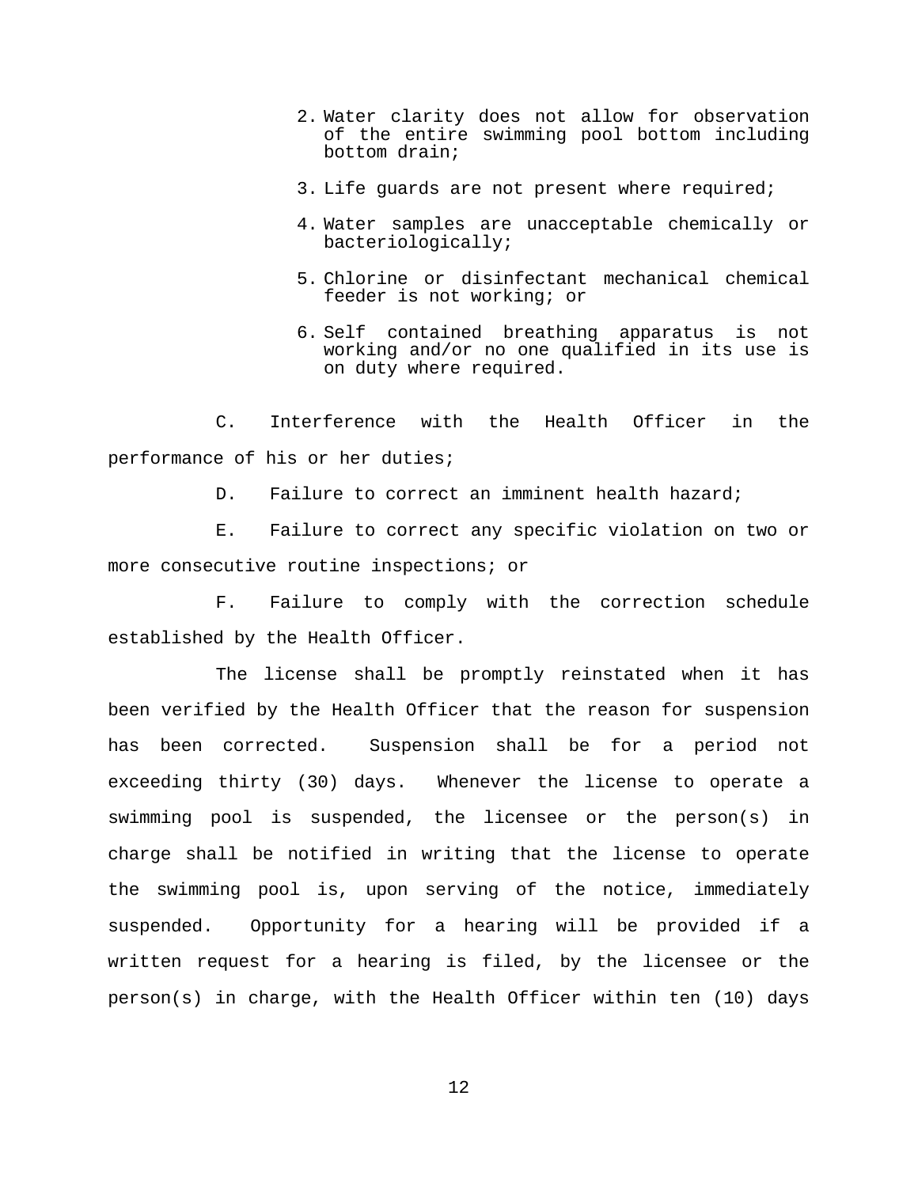2. Water clarity does not allow for observation of the entire swimming pool bottom including bottom drain;

3. Life guards are not present where required;

4. Water samples are unacceptable chemically or bacteriologically;

5. Chlorine or disinfectant mechanical chemical feeder is not working; or

6. Self contained breathing apparatus is not working and/or no one qualified in its use is on duty where required.

C. Interference with the Health Officer in the performance of his or her duties;

D. Failure to correct an imminent health hazard;

E. Failure to correct any specific violation on two or more consecutive routine inspections; or

F. Failure to comply with the correction schedule established by the Health Officer.

The license shall be promptly reinstated when it has been verified by the Health Officer that the reason for suspension has been corrected. Suspension shall be for a period not exceeding thirty (30) days. Whenever the license to operate a swimming pool is suspended, the licensee or the person(s) in charge shall be notified in writing that the license to operate the swimming pool is, upon serving of the notice, immediately suspended. Opportunity for a hearing will be provided if a written request for a hearing is filed, by the licensee or the person(s) in charge, with the Health Officer within ten (10) days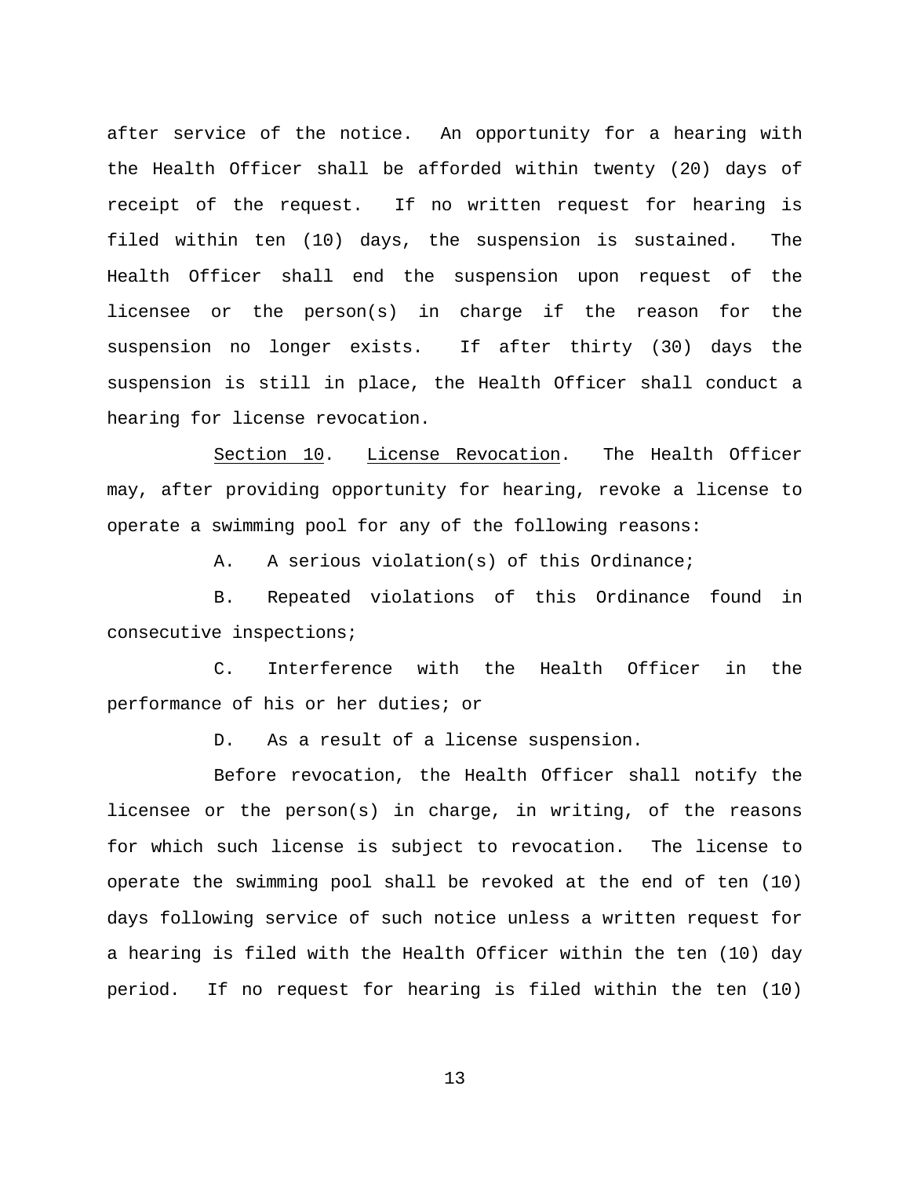after service of the notice. An opportunity for a hearing with the Health Officer shall be afforded within twenty (20) days of receipt of the request. If no written request for hearing is filed within ten (10) days, the suspension is sustained. The Health Officer shall end the suspension upon request of the licensee or the person(s) in charge if the reason for the suspension no longer exists. If after thirty (30) days the suspension is still in place, the Health Officer shall conduct a hearing for license revocation.

Section 10. License Revocation. The Health Officer may, after providing opportunity for hearing, revoke a license to operate a swimming pool for any of the following reasons:

A. A serious violation(s) of this Ordinance;

B. Repeated violations of this Ordinance found in consecutive inspections;

C. Interference with the Health Officer in the performance of his or her duties; or

D. As a result of a license suspension.

Before revocation, the Health Officer shall notify the licensee or the person(s) in charge, in writing, of the reasons for which such license is subject to revocation. The license to operate the swimming pool shall be revoked at the end of ten (10) days following service of such notice unless a written request for a hearing is filed with the Health Officer within the ten (10) day period. If no request for hearing is filed within the ten (10)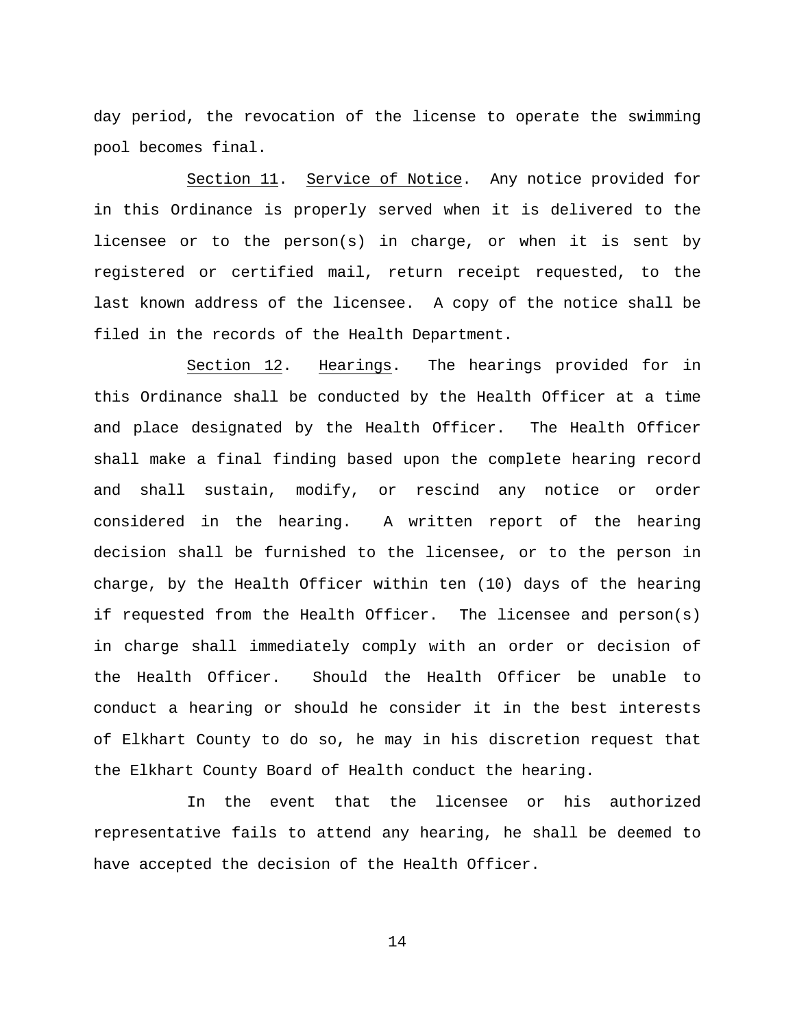day period, the revocation of the license to operate the swimming pool becomes final.

Section 11. Service of Notice. Any notice provided for in this Ordinance is properly served when it is delivered to the licensee or to the person(s) in charge, or when it is sent by registered or certified mail, return receipt requested, to the last known address of the licensee. A copy of the notice shall be filed in the records of the Health Department.

Section 12. Hearings. The hearings provided for in this Ordinance shall be conducted by the Health Officer at a time and place designated by the Health Officer. The Health Officer shall make a final finding based upon the complete hearing record and shall sustain, modify, or rescind any notice or order considered in the hearing. A written report of the hearing decision shall be furnished to the licensee, or to the person in charge, by the Health Officer within ten (10) days of the hearing if requested from the Health Officer. The licensee and person(s) in charge shall immediately comply with an order or decision of the Health Officer. Should the Health Officer be unable to conduct a hearing or should he consider it in the best interests of Elkhart County to do so, he may in his discretion request that the Elkhart County Board of Health conduct the hearing.

In the event that the licensee or his authorized representative fails to attend any hearing, he shall be deemed to have accepted the decision of the Health Officer.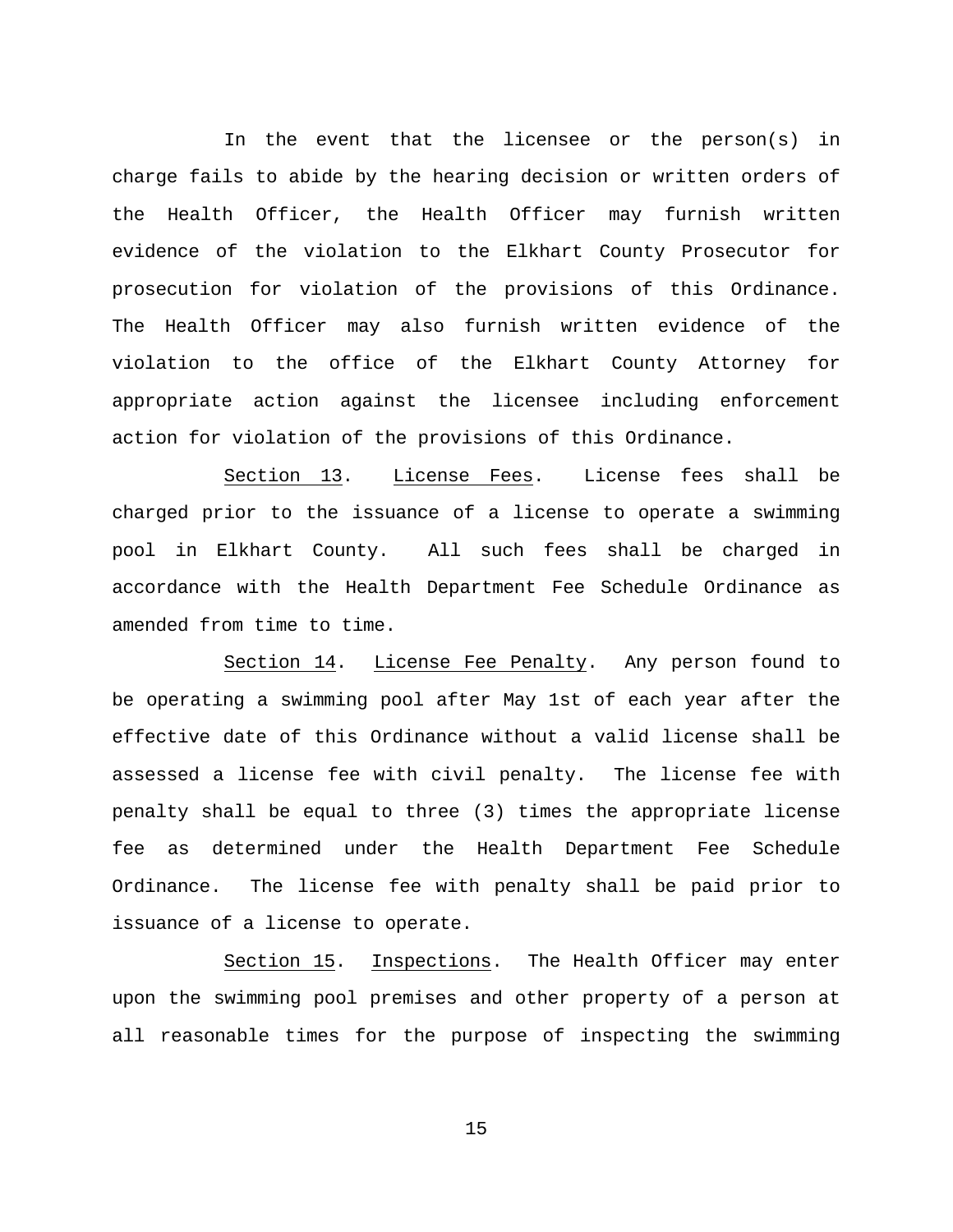In the event that the licensee or the person(s) in charge fails to abide by the hearing decision or written orders of the Health Officer, the Health Officer may furnish written evidence of the violation to the Elkhart County Prosecutor for prosecution for violation of the provisions of this Ordinance. The Health Officer may also furnish written evidence of the violation to the office of the Elkhart County Attorney for appropriate action against the licensee including enforcement action for violation of the provisions of this Ordinance.

Section 13. License Fees. License fees shall be charged prior to the issuance of a license to operate a swimming pool in Elkhart County. All such fees shall be charged in accordance with the Health Department Fee Schedule Ordinance as amended from time to time.

Section 14. License Fee Penalty. Any person found to be operating a swimming pool after May 1st of each year after the effective date of this Ordinance without a valid license shall be assessed a license fee with civil penalty. The license fee with penalty shall be equal to three (3) times the appropriate license fee as determined under the Health Department Fee Schedule Ordinance. The license fee with penalty shall be paid prior to issuance of a license to operate.

Section 15. Inspections. The Health Officer may enter upon the swimming pool premises and other property of a person at all reasonable times for the purpose of inspecting the swimming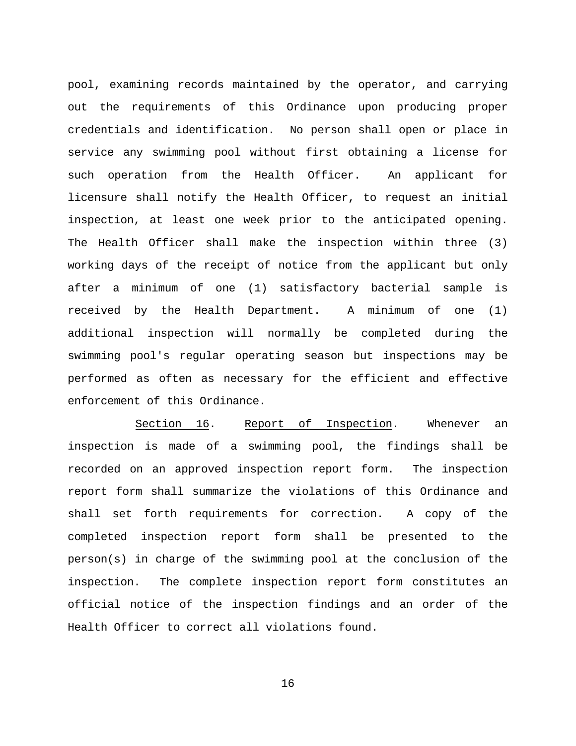pool, examining records maintained by the operator, and carrying out the requirements of this Ordinance upon producing proper credentials and identification. No person shall open or place in service any swimming pool without first obtaining a license for such operation from the Health Officer. An applicant for licensure shall notify the Health Officer, to request an initial inspection, at least one week prior to the anticipated opening. The Health Officer shall make the inspection within three (3) working days of the receipt of notice from the applicant but only after a minimum of one (1) satisfactory bacterial sample is received by the Health Department. A minimum of one (1) additional inspection will normally be completed during the swimming pool's regular operating season but inspections may be performed as often as necessary for the efficient and effective enforcement of this Ordinance.

Section 16. Report of Inspection. Whenever an inspection is made of a swimming pool, the findings shall be recorded on an approved inspection report form. The inspection report form shall summarize the violations of this Ordinance and shall set forth requirements for correction. A copy of the completed inspection report form shall be presented to the person(s) in charge of the swimming pool at the conclusion of the inspection. The complete inspection report form constitutes an official notice of the inspection findings and an order of the Health Officer to correct all violations found.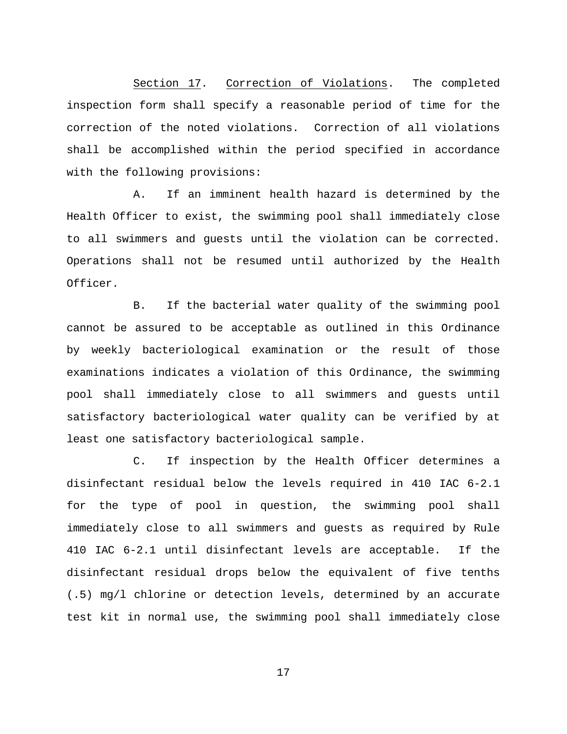Section 17. Correction of Violations. The completed inspection form shall specify a reasonable period of time for the correction of the noted violations. Correction of all violations shall be accomplished within the period specified in accordance with the following provisions:

A. If an imminent health hazard is determined by the Health Officer to exist, the swimming pool shall immediately close to all swimmers and guests until the violation can be corrected. Operations shall not be resumed until authorized by the Health Officer.

B. If the bacterial water quality of the swimming pool cannot be assured to be acceptable as outlined in this Ordinance by weekly bacteriological examination or the result of those examinations indicates a violation of this Ordinance, the swimming pool shall immediately close to all swimmers and guests until satisfactory bacteriological water quality can be verified by at least one satisfactory bacteriological sample.

C. If inspection by the Health Officer determines a disinfectant residual below the levels required in 410 IAC 6-2.1 for the type of pool in question, the swimming pool shall immediately close to all swimmers and guests as required by Rule 410 IAC 6-2.1 until disinfectant levels are acceptable. If the disinfectant residual drops below the equivalent of five tenths (.5) mg/l chlorine or detection levels, determined by an accurate test kit in normal use, the swimming pool shall immediately close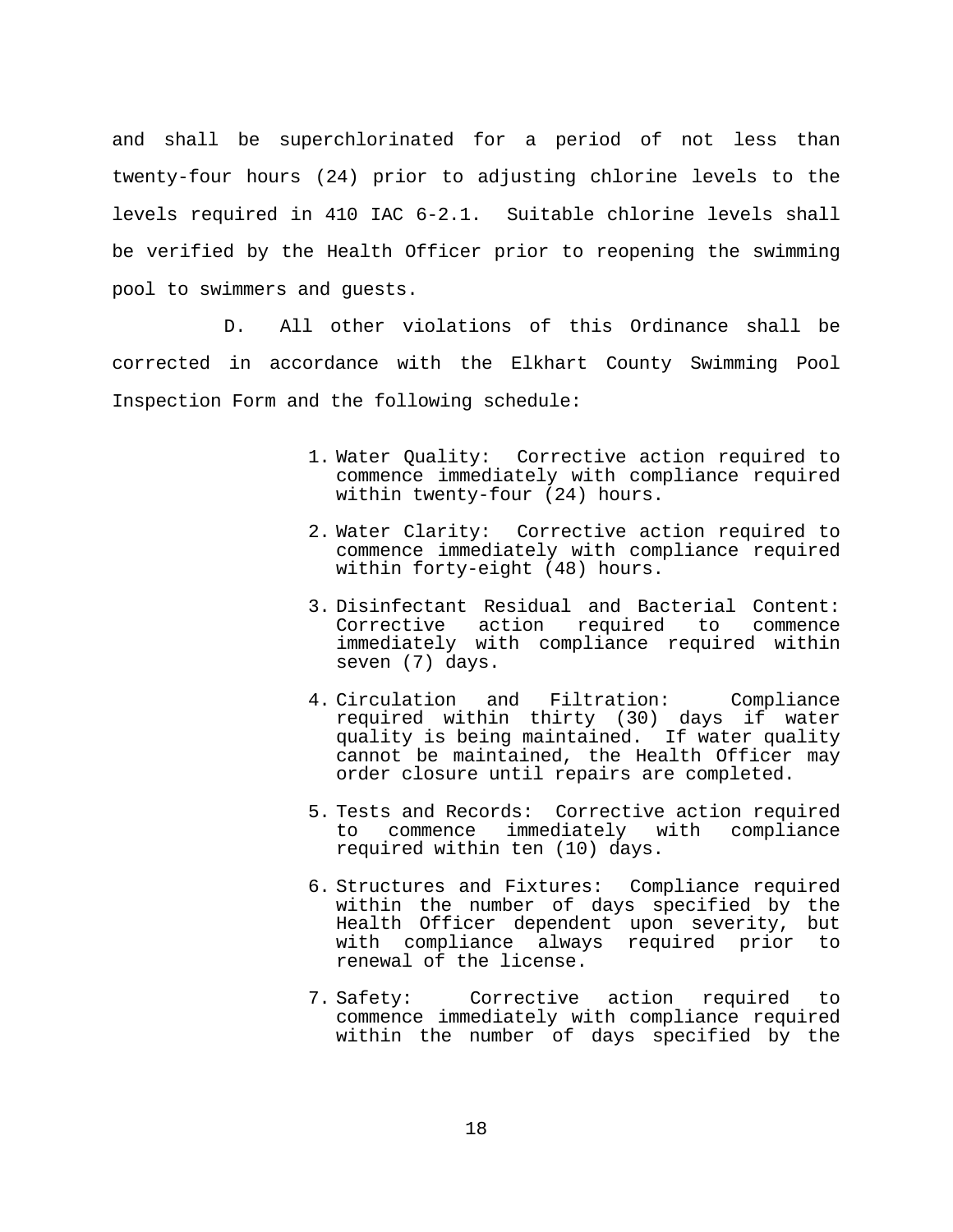and shall be superchlorinated for a period of not less than twenty-four hours (24) prior to adjusting chlorine levels to the levels required in 410 IAC 6-2.1. Suitable chlorine levels shall be verified by the Health Officer prior to reopening the swimming pool to swimmers and guests.

D. All other violations of this Ordinance shall be corrected in accordance with the Elkhart County Swimming Pool Inspection Form and the following schedule:

1. Water Quality: Corrective action required to commence immediately with compliance required within twenty-four (24) hours.

2. Water Clarity: Corrective action required to commence immediately with compliance required within forty-eight (48) hours.

3. Disinfectant Residual and Bacterial Content: Corrective action required to commence immediately with compliance required within seven (7) days.

4. Circulation and Filtration: Compliance required within thirty (30) days if water quality is being maintained. If water quality cannot be maintained, the Health Officer may order closure until repairs are completed.

5. Tests and Records: Corrective action required to commence immediately with compliance required within ten (10) days.

6. Structures and Fixtures: Compliance required within the number of days specified by the Health Officer dependent upon severity, but with compliance always required prior to renewal of the license.

7. Safety: Corrective action required to commence immediately with compliance required within the number of days specified by the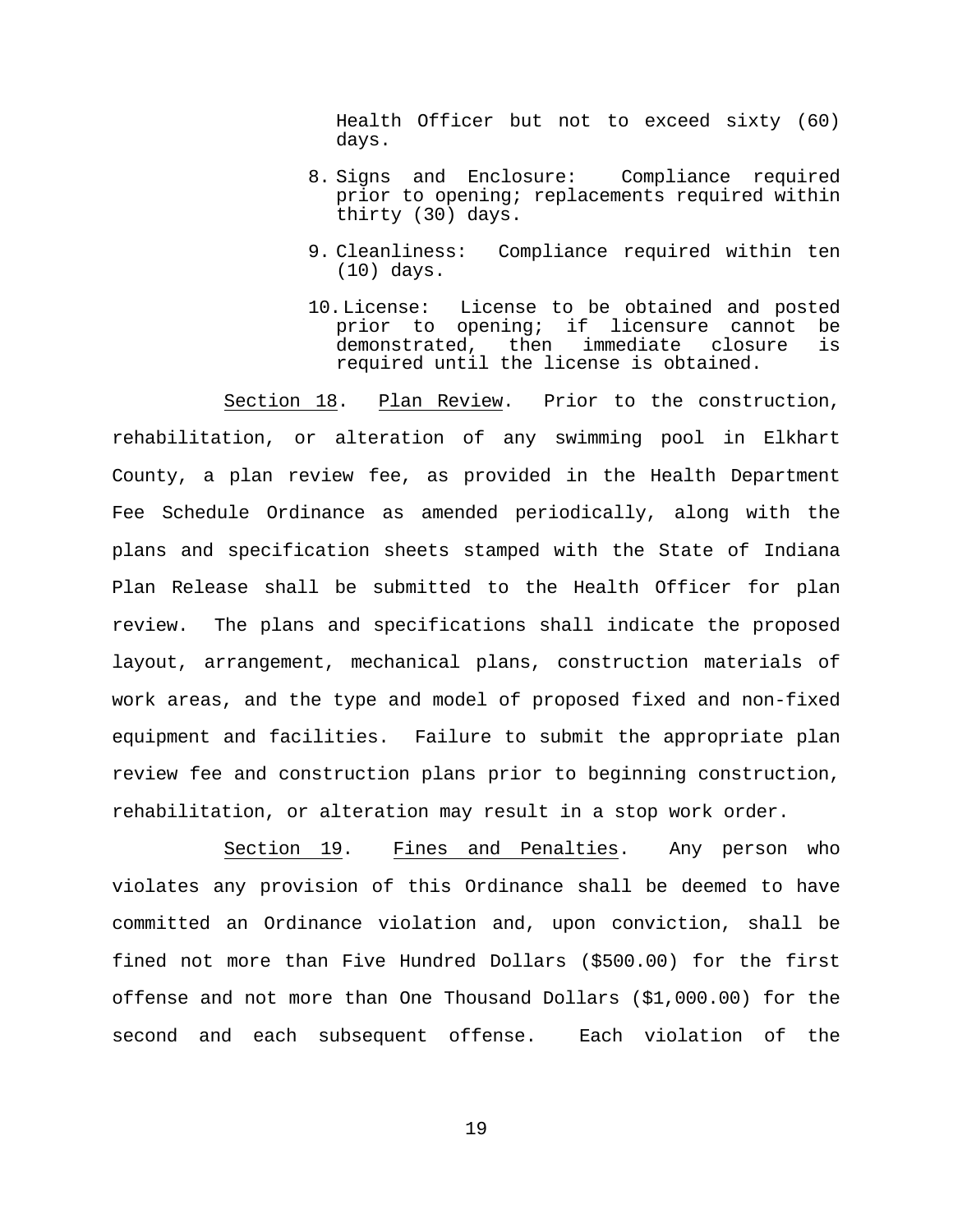Health Officer but not to exceed sixty (60) days.

8. Signs and Enclosure: Compliance required prior to opening; replacements required within thirty (30) days.

9. Cleanliness: Compliance required within ten (10) days.

10. License: License to be obtained and posted prior to opening; if licensure cannot be demonstrated, then immediate closure is required until the license is obtained.

Section 18. Plan Review. Prior to the construction, rehabilitation, or alteration of any swimming pool in Elkhart County, a plan review fee, as provided in the Health Department Fee Schedule Ordinance as amended periodically, along with the plans and specification sheets stamped with the State of Indiana Plan Release shall be submitted to the Health Officer for plan review. The plans and specifications shall indicate the proposed layout, arrangement, mechanical plans, construction materials of work areas, and the type and model of proposed fixed and non-fixed equipment and facilities. Failure to submit the appropriate plan review fee and construction plans prior to beginning construction, rehabilitation, or alteration may result in a stop work order.

Section 19. Fines and Penalties. Any person who violates any provision of this Ordinance shall be deemed to have committed an Ordinance violation and, upon conviction, shall be fined not more than Five Hundred Dollars ($500.00) for the first offense and not more than One Thousand Dollars ($1,000.00) for the second and each subsequent offense. Each violation of the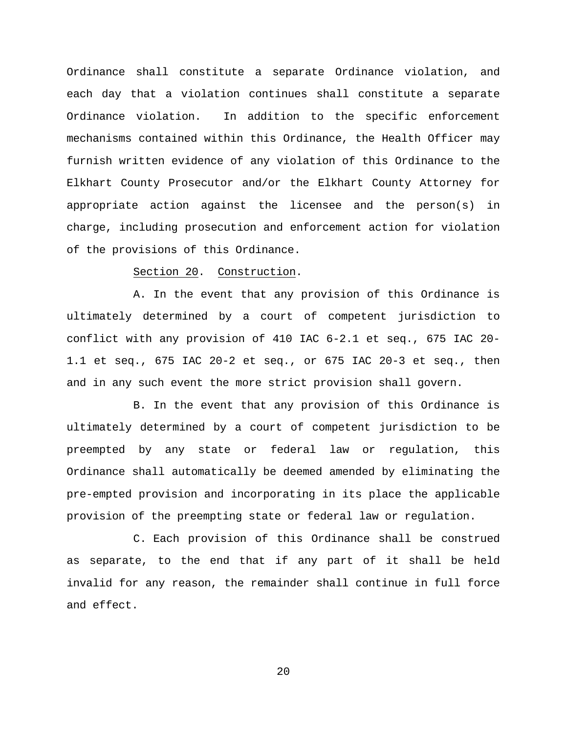Ordinance shall constitute a separate Ordinance violation, and each day that a violation continues shall constitute a separate Ordinance violation. In addition to the specific enforcement mechanisms contained within this Ordinance, the Health Officer may furnish written evidence of any violation of this Ordinance to the Elkhart County Prosecutor and/or the Elkhart County Attorney for appropriate action against the licensee and the person(s) in charge, including prosecution and enforcement action for violation of the provisions of this Ordinance.

Section 20. Construction.

A. In the event that any provision of this Ordinance is ultimately determined by a court of competent jurisdiction to conflict with any provision of 410 IAC 6-2.1 et seq., 675 IAC 20-1.1 et seq., 675 IAC 20-2 et seq., or 675 IAC 20-3 et seq., then and in any such event the more strict provision shall govern.

B. In the event that any provision of this Ordinance is ultimately determined by a court of competent jurisdiction to be preempted by any state or federal law or regulation, this Ordinance shall automatically be deemed amended by eliminating the pre-empted provision and incorporating in its place the applicable provision of the preempting state or federal law or regulation.

C. Each provision of this Ordinance shall be construed as separate, to the end that if any part of it shall be held invalid for any reason, the remainder shall continue in full force and effect.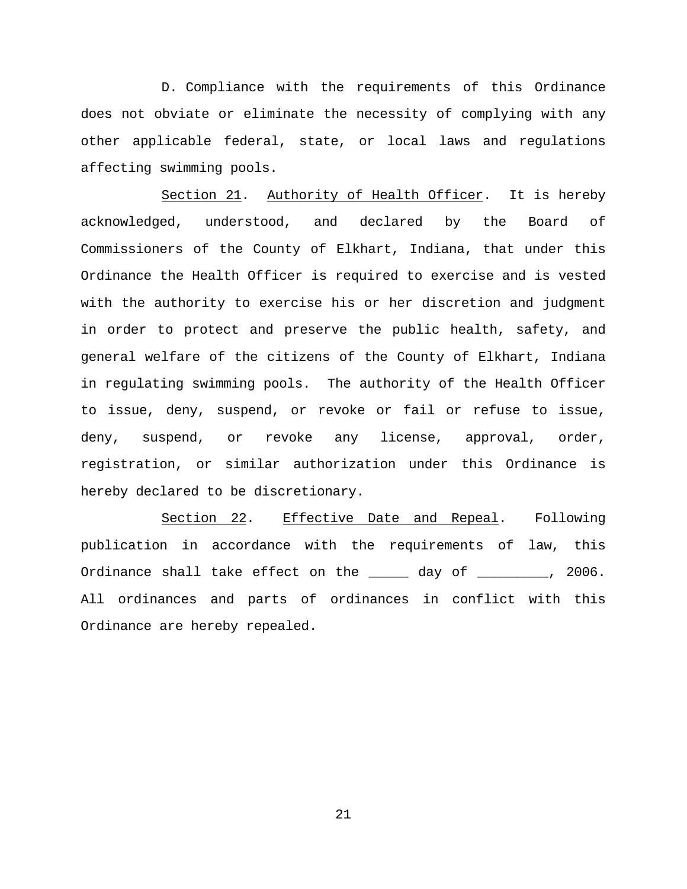D. Compliance with the requirements of this Ordinance does not obviate or eliminate the necessity of complying with any other applicable federal, state, or local laws and regulations affecting swimming pools.

Section 21. Authority of Health Officer. It is hereby acknowledged, understood, and declared by the Board of Commissioners of the County of Elkhart, Indiana, that under this Ordinance the Health Officer is required to exercise and is vested with the authority to exercise his or her discretion and judgment in order to protect and preserve the public health, safety, and general welfare of the citizens of the County of Elkhart, Indiana in regulating swimming pools. The authority of the Health Officer to issue, deny, suspend, or revoke or fail or refuse to issue, deny, suspend, or revoke any license, approval, order, registration, or similar authorization under this Ordinance is hereby declared to be discretionary.

Section 22. Effective Date and Repeal. Following publication in accordance with the requirements of law, this Ordinance shall take effect on the _____ day of _________, 2006. All ordinances and parts of ordinances in conflict with this Ordinance are hereby repealed.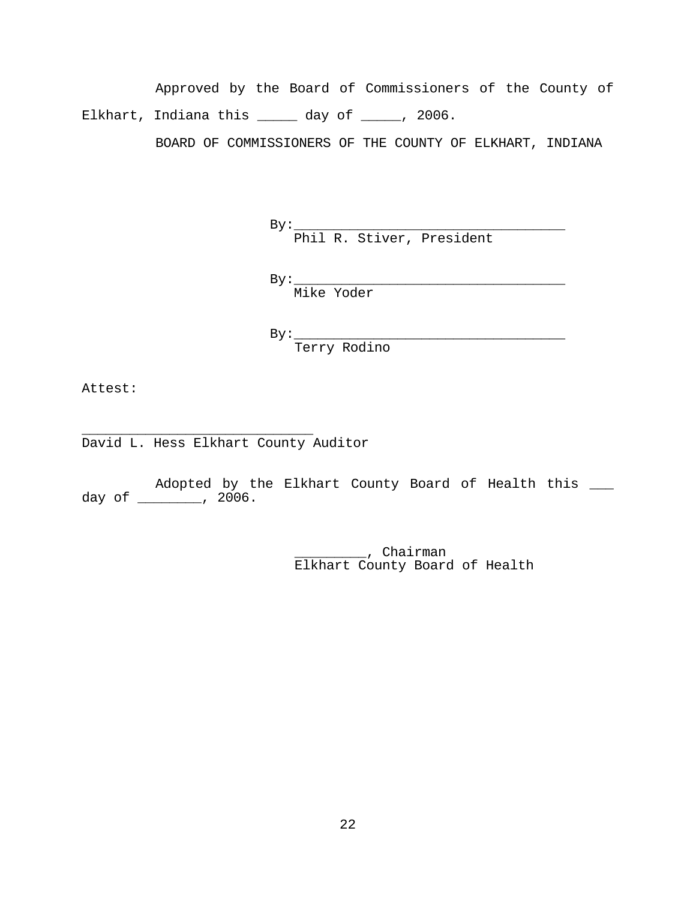Approved by the Board of Commissioners of the County of Elkhart, Indiana this _____ day of _____, 2006.

BOARD OF COMMISSIONERS OF THE COUNTY OF ELKHART, INDIANA

By:___________________________________
Phil R. Stiver, President

By:___________________________________
Mike Yoder

By:___________________________________
Terry Rodino

Attest:

_____________________________
David L. Hess Elkhart County Auditor

Adopted by the Elkhart County Board of Health this ___ day of ________, 2006.

_________, Chairman
Elkhart County Board of Health